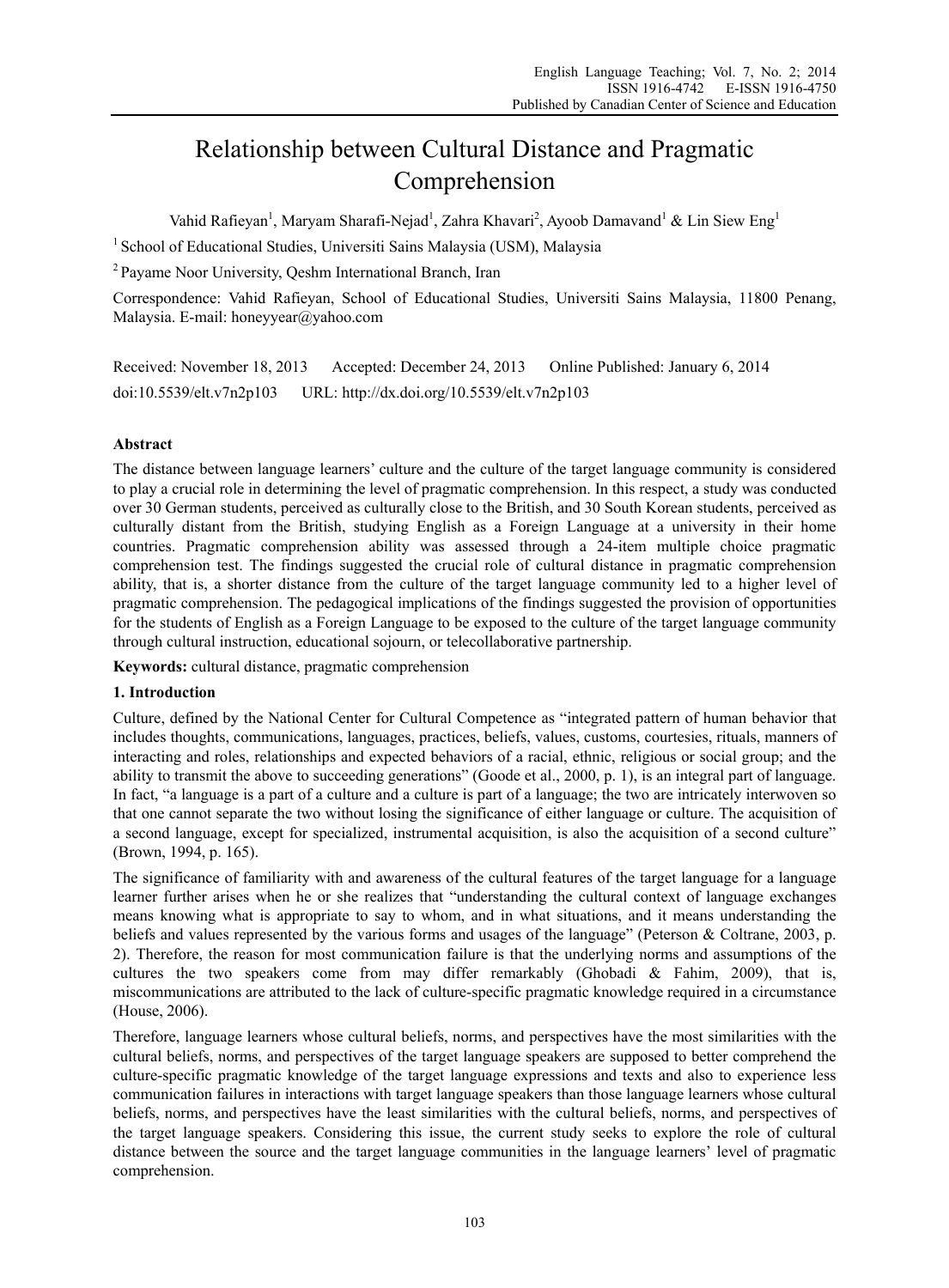# Relationship between Cultural Distance and Pragmatic Comprehension

Vahid Rafieyan[1], Maryam Sharafi-Nejad[1], Zahra Khavari[2], Ayoob Damavand[1] & Lin Siew Eng[1]

[1] School of Educational Studies, Universiti Sains Malaysia (USM), Malaysia

[2] Payame Noor University, Qeshm International Branch, Iran

Correspondence: Vahid Rafieyan, School of Educational Studies, Universiti Sains Malaysia, 11800 Penang, Malaysia. E-mail: honeyyear@yahoo.com

Received: November 18, 2013 Accepted: December 24, 2013 Online Published: January 6, 2014

doi:10.5539/elt.v7n2p103 URL: http://dx.doi.org/10.5539/elt.v7n2p103

## Abstract

The distance between language learners' culture and the culture of the target language community is considered to play a crucial role in determining the level of pragmatic comprehension. In this respect, a study was conducted over 30 German students, perceived as culturally close to the British, and 30 South Korean students, perceived as culturally distant from the British, studying English as a Foreign Language at a university in their home countries. Pragmatic comprehension ability was assessed through a 24-item multiple choice pragmatic comprehension test. The findings suggested the crucial role of cultural distance in pragmatic comprehension ability, that is, a shorter distance from the culture of the target language community led to a higher level of pragmatic comprehension. The pedagogical implications of the findings suggested the provision of opportunities for the students of English as a Foreign Language to be exposed to the culture of the target language community through cultural instruction, educational sojourn, or telecollaborative partnership.

**Keywords:** cultural distance, pragmatic comprehension

## 1. Introduction

Culture, defined by the National Center for Cultural Competence as "integrated pattern of human behavior that includes thoughts, communications, languages, practices, beliefs, values, customs, courtesies, rituals, manners of interacting and roles, relationships and expected behaviors of a racial, ethnic, religious or social group; and the ability to transmit the above to succeeding generations" (Goode et al., 2000, p. 1), is an integral part of language. In fact, "a language is a part of a culture and a culture is part of a language; the two are intricately interwoven so that one cannot separate the two without losing the significance of either language or culture. The acquisition of a second language, except for specialized, instrumental acquisition, is also the acquisition of a second culture" (Brown, 1994, p. 165).

The significance of familiarity with and awareness of the cultural features of the target language for a language learner further arises when he or she realizes that "understanding the cultural context of language exchanges means knowing what is appropriate to say to whom, and in what situations, and it means understanding the beliefs and values represented by the various forms and usages of the language" (Peterson & Coltrane, 2003, p. 2). Therefore, the reason for most communication failure is that the underlying norms and assumptions of the cultures the two speakers come from may differ remarkably (Ghobadi & Fahim, 2009), that is, miscommunications are attributed to the lack of culture-specific pragmatic knowledge required in a circumstance (House, 2006).

Therefore, language learners whose cultural beliefs, norms, and perspectives have the most similarities with the cultural beliefs, norms, and perspectives of the target language speakers are supposed to better comprehend the culture-specific pragmatic knowledge of the target language expressions and texts and also to experience less communication failures in interactions with target language speakers than those language learners whose cultural beliefs, norms, and perspectives have the least similarities with the cultural beliefs, norms, and perspectives of the target language speakers. Considering this issue, the current study seeks to explore the role of cultural distance between the source and the target language communities in the language learners' level of pragmatic comprehension.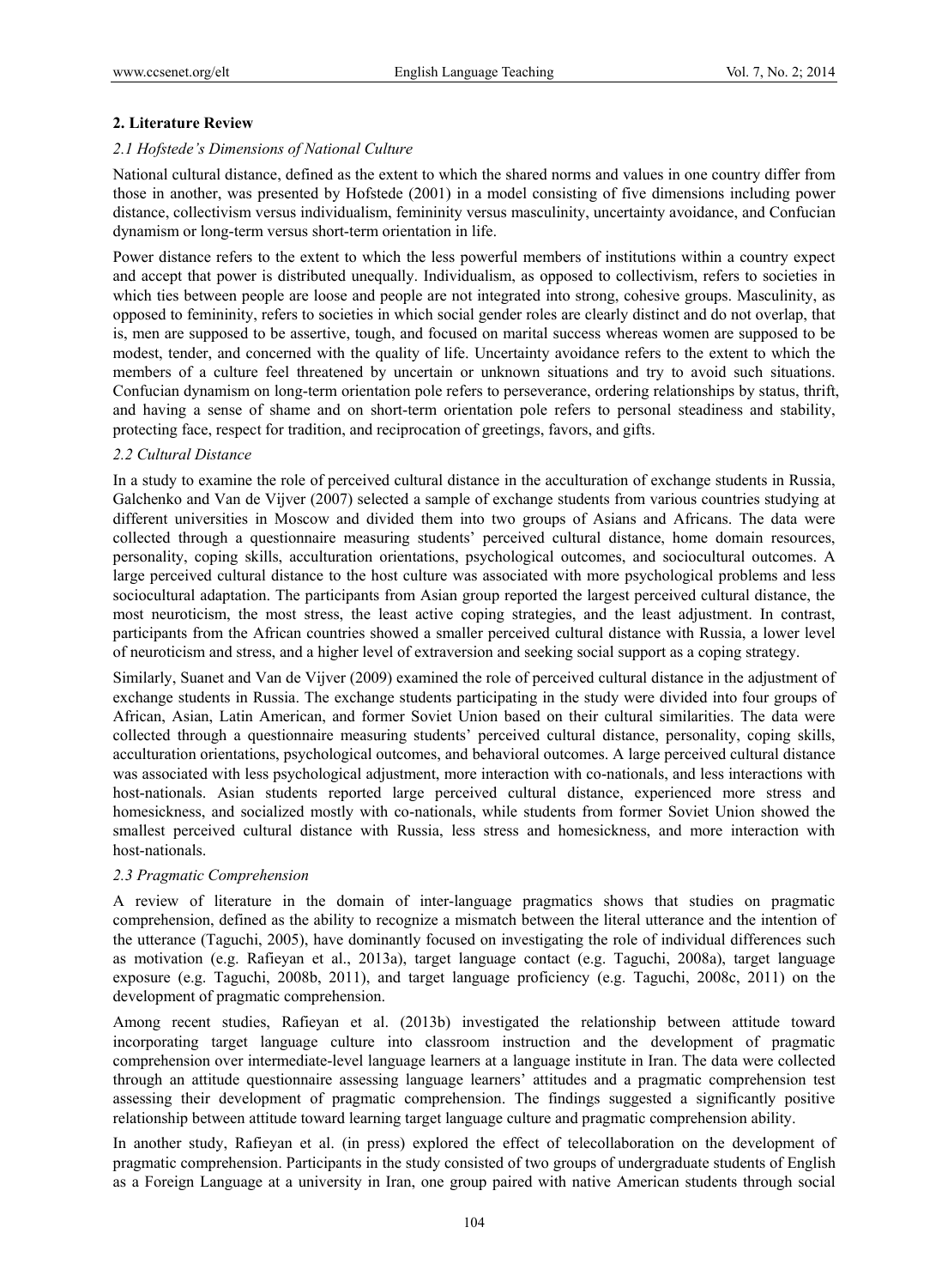## 2. Literature Review

### *2.1 Hofstede's Dimensions of National Culture*

National cultural distance, defined as the extent to which the shared norms and values in one country differ from those in another, was presented by Hofstede (2001) in a model consisting of five dimensions including power distance, collectivism versus individualism, femininity versus masculinity, uncertainty avoidance, and Confucian dynamism or long-term versus short-term orientation in life.

Power distance refers to the extent to which the less powerful members of institutions within a country expect and accept that power is distributed unequally. Individualism, as opposed to collectivism, refers to societies in which ties between people are loose and people are not integrated into strong, cohesive groups. Masculinity, as opposed to femininity, refers to societies in which social gender roles are clearly distinct and do not overlap, that is, men are supposed to be assertive, tough, and focused on marital success whereas women are supposed to be modest, tender, and concerned with the quality of life. Uncertainty avoidance refers to the extent to which the members of a culture feel threatened by uncertain or unknown situations and try to avoid such situations. Confucian dynamism on long-term orientation pole refers to perseverance, ordering relationships by status, thrift, and having a sense of shame and on short-term orientation pole refers to personal steadiness and stability, protecting face, respect for tradition, and reciprocation of greetings, favors, and gifts.

### *2.2 Cultural Distance*

In a study to examine the role of perceived cultural distance in the acculturation of exchange students in Russia, Galchenko and Van de Vijver (2007) selected a sample of exchange students from various countries studying at different universities in Moscow and divided them into two groups of Asians and Africans. The data were collected through a questionnaire measuring students' perceived cultural distance, home domain resources, personality, coping skills, acculturation orientations, psychological outcomes, and sociocultural outcomes. A large perceived cultural distance to the host culture was associated with more psychological problems and less sociocultural adaptation. The participants from Asian group reported the largest perceived cultural distance, the most neuroticism, the most stress, the least active coping strategies, and the least adjustment. In contrast, participants from the African countries showed a smaller perceived cultural distance with Russia, a lower level of neuroticism and stress, and a higher level of extraversion and seeking social support as a coping strategy.

Similarly, Suanet and Van de Vijver (2009) examined the role of perceived cultural distance in the adjustment of exchange students in Russia. The exchange students participating in the study were divided into four groups of African, Asian, Latin American, and former Soviet Union based on their cultural similarities. The data were collected through a questionnaire measuring students' perceived cultural distance, personality, coping skills, acculturation orientations, psychological outcomes, and behavioral outcomes. A large perceived cultural distance was associated with less psychological adjustment, more interaction with co-nationals, and less interactions with host-nationals. Asian students reported large perceived cultural distance, experienced more stress and homesickness, and socialized mostly with co-nationals, while students from former Soviet Union showed the smallest perceived cultural distance with Russia, less stress and homesickness, and more interaction with host-nationals.

### *2.3 Pragmatic Comprehension*

A review of literature in the domain of inter-language pragmatics shows that studies on pragmatic comprehension, defined as the ability to recognize a mismatch between the literal utterance and the intention of the utterance (Taguchi, 2005), have dominantly focused on investigating the role of individual differences such as motivation (e.g. Rafieyan et al., 2013a), target language contact (e.g. Taguchi, 2008a), target language exposure (e.g. Taguchi, 2008b, 2011), and target language proficiency (e.g. Taguchi, 2008c, 2011) on the development of pragmatic comprehension.

Among recent studies, Rafieyan et al. (2013b) investigated the relationship between attitude toward incorporating target language culture into classroom instruction and the development of pragmatic comprehension over intermediate-level language learners at a language institute in Iran. The data were collected through an attitude questionnaire assessing language learners' attitudes and a pragmatic comprehension test assessing their development of pragmatic comprehension. The findings suggested a significantly positive relationship between attitude toward learning target language culture and pragmatic comprehension ability.

In another study, Rafieyan et al. (in press) explored the effect of telecollaboration on the development of pragmatic comprehension. Participants in the study consisted of two groups of undergraduate students of English as a Foreign Language at a university in Iran, one group paired with native American students through social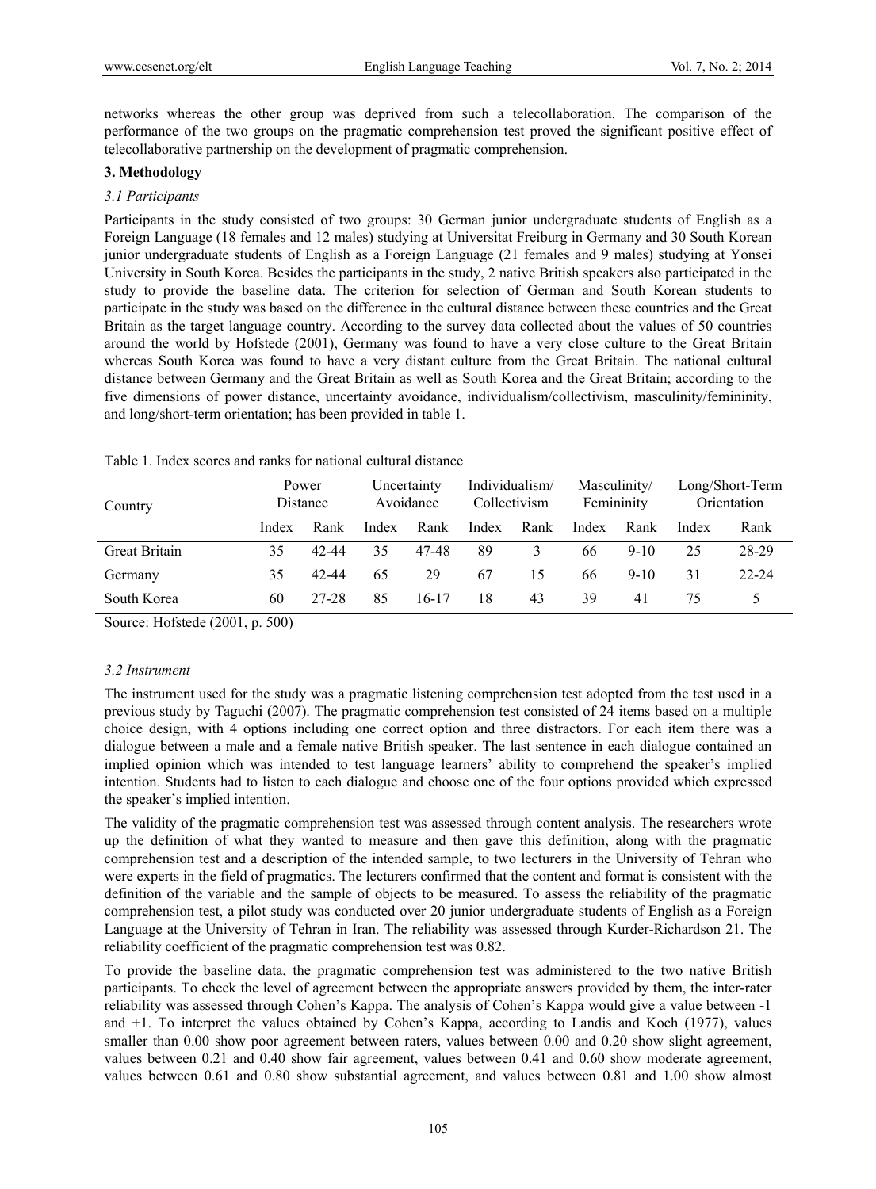networks whereas the other group was deprived from such a telecollaboration. The comparison of the performance of the two groups on the pragmatic comprehension test proved the significant positive effect of telecollaborative partnership on the development of pragmatic comprehension.

## 3. Methodology

### *3.1 Participants*

Participants in the study consisted of two groups: 30 German junior undergraduate students of English as a Foreign Language (18 females and 12 males) studying at Universitat Freiburg in Germany and 30 South Korean junior undergraduate students of English as a Foreign Language (21 females and 9 males) studying at Yonsei University in South Korea. Besides the participants in the study, 2 native British speakers also participated in the study to provide the baseline data. The criterion for selection of German and South Korean students to participate in the study was based on the difference in the cultural distance between these countries and the Great Britain as the target language country. According to the survey data collected about the values of 50 countries around the world by Hofstede (2001), Germany was found to have a very close culture to the Great Britain whereas South Korea was found to have a very distant culture from the Great Britain. The national cultural distance between Germany and the Great Britain as well as South Korea and the Great Britain; according to the five dimensions of power distance, uncertainty avoidance, individualism/collectivism, masculinity/femininity, and long/short-term orientation; has been provided in table 1.

Table 1. Index scores and ranks for national cultural distance

| Country | Power Distance | | Uncertainty Avoidance | | Individualism/ Collectivism | | Masculinity/ Femininity | | Long/Short-Term Orientation | |
|---|---|---|---|---|---|---|---|---|---|---|
| | Index | Rank | Index | Rank | Index | Rank | Index | Rank | Index | Rank |
| Great Britain | 35 | 42-44 | 35 | 47-48 | 89 | 3 | 66 | 9-10 | 25 | 28-29 |
| Germany | 35 | 42-44 | 65 | 29 | 67 | 15 | 66 | 9-10 | 31 | 22-24 |
| South Korea | 60 | 27-28 | 85 | 16-17 | 18 | 43 | 39 | 41 | 75 | 5 |

Source: Hofstede (2001, p. 500)

### *3.2 Instrument*

The instrument used for the study was a pragmatic listening comprehension test adopted from the test used in a previous study by Taguchi (2007). The pragmatic comprehension test consisted of 24 items based on a multiple choice design, with 4 options including one correct option and three distractors. For each item there was a dialogue between a male and a female native British speaker. The last sentence in each dialogue contained an implied opinion which was intended to test language learners' ability to comprehend the speaker's implied intention. Students had to listen to each dialogue and choose one of the four options provided which expressed the speaker's implied intention.

The validity of the pragmatic comprehension test was assessed through content analysis. The researchers wrote up the definition of what they wanted to measure and then gave this definition, along with the pragmatic comprehension test and a description of the intended sample, to two lecturers in the University of Tehran who were experts in the field of pragmatics. The lecturers confirmed that the content and format is consistent with the definition of the variable and the sample of objects to be measured. To assess the reliability of the pragmatic comprehension test, a pilot study was conducted over 20 junior undergraduate students of English as a Foreign Language at the University of Tehran in Iran. The reliability was assessed through Kurder-Richardson 21. The reliability coefficient of the pragmatic comprehension test was 0.82.

To provide the baseline data, the pragmatic comprehension test was administered to the two native British participants. To check the level of agreement between the appropriate answers provided by them, the inter-rater reliability was assessed through Cohen's Kappa. The analysis of Cohen's Kappa would give a value between -1 and +1. To interpret the values obtained by Cohen's Kappa, according to Landis and Koch (1977), values smaller than 0.00 show poor agreement between raters, values between 0.00 and 0.20 show slight agreement, values between 0.21 and 0.40 show fair agreement, values between 0.41 and 0.60 show moderate agreement, values between 0.61 and 0.80 show substantial agreement, and values between 0.81 and 1.00 show almost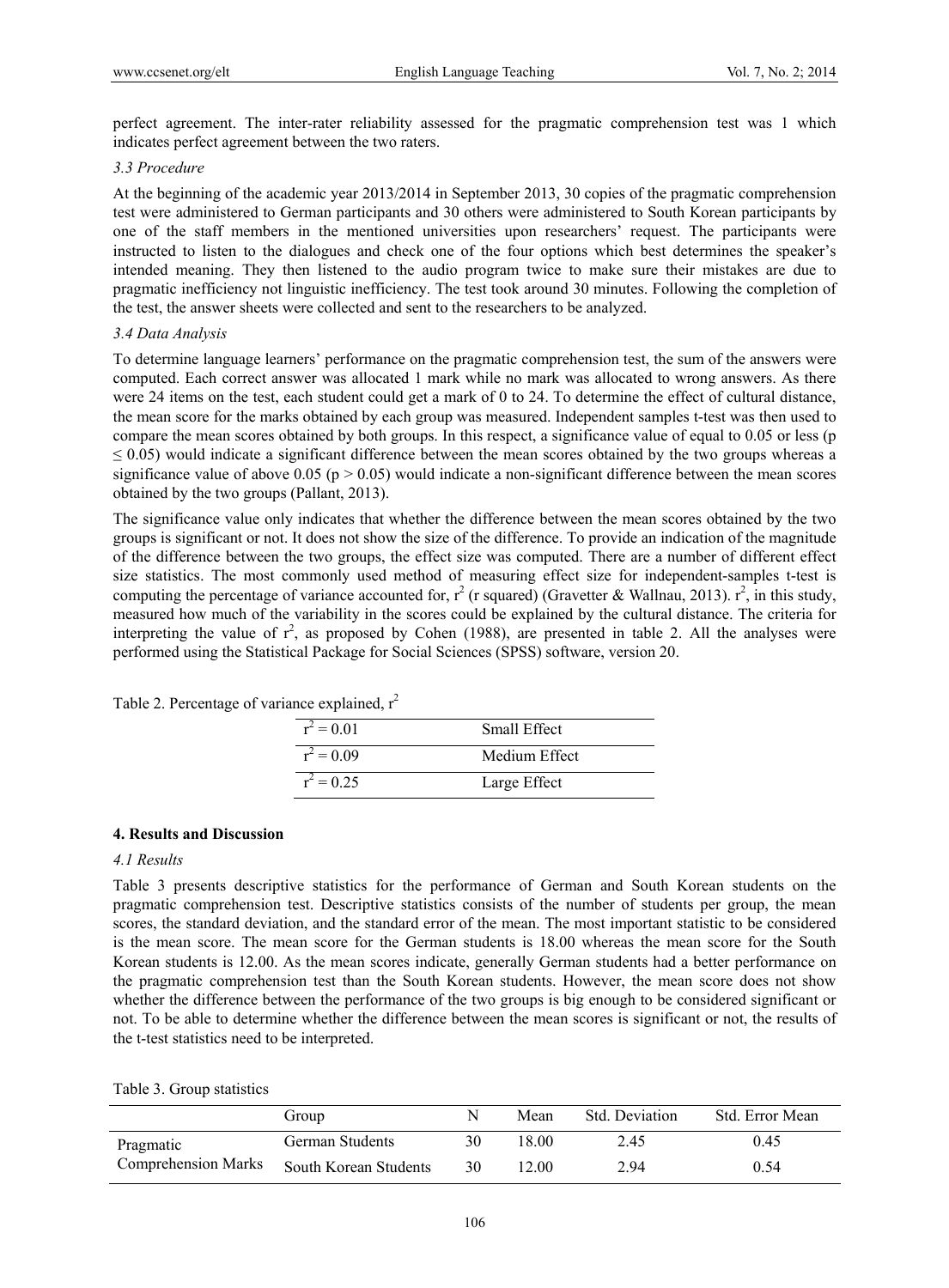perfect agreement. The inter-rater reliability assessed for the pragmatic comprehension test was 1 which indicates perfect agreement between the two raters.

### *3.3 Procedure*

At the beginning of the academic year 2013/2014 in September 2013, 30 copies of the pragmatic comprehension test were administered to German participants and 30 others were administered to South Korean participants by one of the staff members in the mentioned universities upon researchers' request. The participants were instructed to listen to the dialogues and check one of the four options which best determines the speaker's intended meaning. They then listened to the audio program twice to make sure their mistakes are due to pragmatic inefficiency not linguistic inefficiency. The test took around 30 minutes. Following the completion of the test, the answer sheets were collected and sent to the researchers to be analyzed.

### *3.4 Data Analysis*

To determine language learners' performance on the pragmatic comprehension test, the sum of the answers were computed. Each correct answer was allocated 1 mark while no mark was allocated to wrong answers. As there were 24 items on the test, each student could get a mark of 0 to 24. To determine the effect of cultural distance, the mean score for the marks obtained by each group was measured. Independent samples t-test was then used to compare the mean scores obtained by both groups. In this respect, a significance value of equal to 0.05 or less ($p \leq 0.05$) would indicate a significant difference between the mean scores obtained by the two groups whereas a significance value of above 0.05 ($p > 0.05$) would indicate a non-significant difference between the mean scores obtained by the two groups (Pallant, 2013).

The significance value only indicates that whether the difference between the mean scores obtained by the two groups is significant or not. It does not show the size of the difference. To provide an indication of the magnitude of the difference between the two groups, the effect size was computed. There are a number of different effect size statistics. The most commonly used method of measuring effect size for independent-samples t-test is computing the percentage of variance accounted for, $r^2$ (r squared) (Gravetter & Wallnau, 2013). $r^2$, in this study, measured how much of the variability in the scores could be explained by the cultural distance. The criteria for interpreting the value of $r^2$, as proposed by Cohen (1988), are presented in table 2. All the analyses were performed using the Statistical Package for Social Sciences (SPSS) software, version 20.

Table 2. Percentage of variance explained, $r^2$

| | |
|---|---|
| $r^2 = 0.01$ | Small Effect |
| $r^2 = 0.09$ | Medium Effect |
| $r^2 = 0.25$ | Large Effect |

## 4. Results and Discussion

### *4.1 Results*

Table 3 presents descriptive statistics for the performance of German and South Korean students on the pragmatic comprehension test. Descriptive statistics consists of the number of students per group, the mean scores, the standard deviation, and the standard error of the mean. The most important statistic to be considered is the mean score. The mean score for the German students is 18.00 whereas the mean score for the South Korean students is 12.00. As the mean scores indicate, generally German students had a better performance on the pragmatic comprehension test than the South Korean students. However, the mean score does not show whether the difference between the performance of the two groups is big enough to be considered significant or not. To be able to determine whether the difference between the mean scores is significant or not, the results of the t-test statistics need to be interpreted.

Table 3. Group statistics

| | Group | N | Mean | Std. Deviation | Std. Error Mean |
|---|---|---|---|---|---|
| Pragmatic Comprehension Marks | German Students | 30 | 18.00 | 2.45 | 0.45 |
| | South Korean Students | 30 | 12.00 | 2.94 | 0.54 |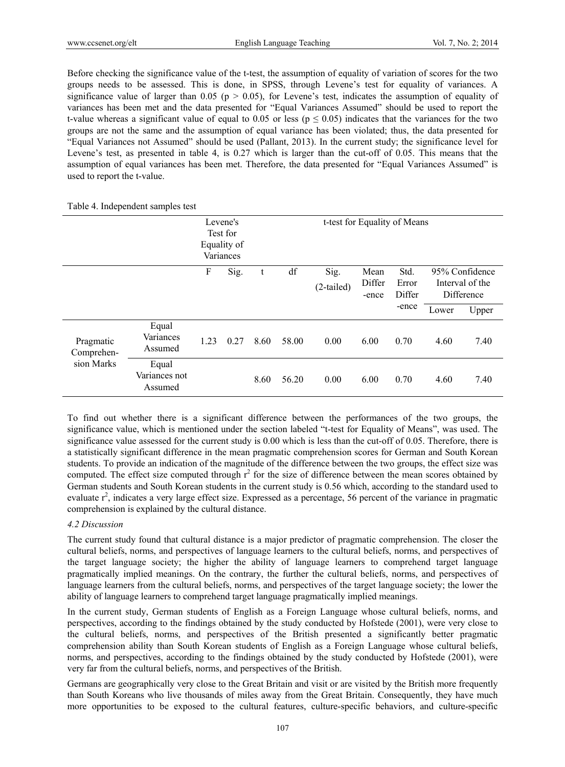Before checking the significance value of the t-test, the assumption of equality of variation of scores for the two groups needs to be assessed. This is done, in SPSS, through Levene's test for equality of variances. A significance value of larger than 0.05 ($p > 0.05$), for Levene's test, indicates the assumption of equality of variances has been met and the data presented for "Equal Variances Assumed" should be used to report the t-value whereas a significant value of equal to 0.05 or less ($p \leq 0.05$) indicates that the variances for the two groups are not the same and the assumption of equal variance has been violated; thus, the data presented for "Equal Variances not Assumed" should be used (Pallant, 2013). In the current study; the significance level for Levene's test, as presented in table 4, is 0.27 which is larger than the cut-off of 0.05. This means that the assumption of equal variances has been met. Therefore, the data presented for "Equal Variances Assumed" is used to report the t-value.

Table 4. Independent samples test

| | | Levene's Test for Equality of Variances | | t-test for Equality of Means | | | | | | |
|---|---|---|---|---|---|---|---|---|---|---|
| | | F | Sig. | t | df | Sig. (2-tailed) | Mean Difference | Std. Error Difference | 95% Confidence Interval of the Difference | |
| | | | | | | | | | Lower | Upper |
| Pragmatic Comprehension Marks | Equal Variances Assumed | 1.23 | 0.27 | 8.60 | 58.00 | 0.00 | 6.00 | 0.70 | 4.60 | 7.40 |
| | Equal Variances not Assumed | | | 8.60 | 56.20 | 0.00 | 6.00 | 0.70 | 4.60 | 7.40 |

To find out whether there is a significant difference between the performances of the two groups, the significance value, which is mentioned under the section labeled "t-test for Equality of Means", was used. The significance value assessed for the current study is 0.00 which is less than the cut-off of 0.05. Therefore, there is a statistically significant difference in the mean pragmatic comprehension scores for German and South Korean students. To provide an indication of the magnitude of the difference between the two groups, the effect size was computed. The effect size computed through $r^2$ for the size of difference between the mean scores obtained by German students and South Korean students in the current study is 0.56 which, according to the standard used to evaluate $r^2$, indicates a very large effect size. Expressed as a percentage, 56 percent of the variance in pragmatic comprehension is explained by the cultural distance.

### *4.2 Discussion*

The current study found that cultural distance is a major predictor of pragmatic comprehension. The closer the cultural beliefs, norms, and perspectives of language learners to the cultural beliefs, norms, and perspectives of the target language society; the higher the ability of language learners to comprehend target language pragmatically implied meanings. On the contrary, the further the cultural beliefs, norms, and perspectives of language learners from the cultural beliefs, norms, and perspectives of the target language society; the lower the ability of language learners to comprehend target language pragmatically implied meanings.

In the current study, German students of English as a Foreign Language whose cultural beliefs, norms, and perspectives, according to the findings obtained by the study conducted by Hofstede (2001), were very close to the cultural beliefs, norms, and perspectives of the British presented a significantly better pragmatic comprehension ability than South Korean students of English as a Foreign Language whose cultural beliefs, norms, and perspectives, according to the findings obtained by the study conducted by Hofstede (2001), were very far from the cultural beliefs, norms, and perspectives of the British.

Germans are geographically very close to the Great Britain and visit or are visited by the British more frequently than South Koreans who live thousands of miles away from the Great Britain. Consequently, they have much more opportunities to be exposed to the cultural features, culture-specific behaviors, and culture-specific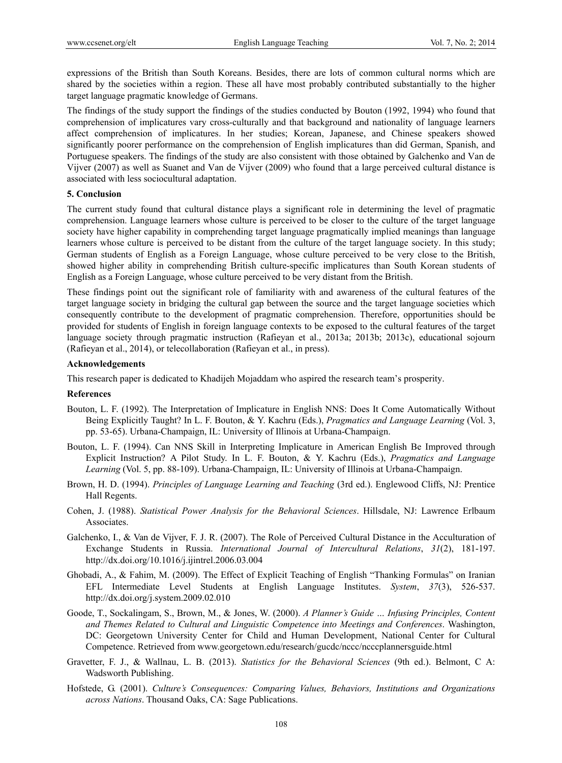expressions of the British than South Koreans. Besides, there are lots of common cultural norms which are shared by the societies within a region. These all have most probably contributed substantially to the higher target language pragmatic knowledge of Germans.

The findings of the study support the findings of the studies conducted by Bouton (1992, 1994) who found that comprehension of implicatures vary cross-culturally and that background and nationality of language learners affect comprehension of implicatures. In her studies; Korean, Japanese, and Chinese speakers showed significantly poorer performance on the comprehension of English implicatures than did German, Spanish, and Portuguese speakers. The findings of the study are also consistent with those obtained by Galchenko and Van de Vijver (2007) as well as Suanet and Van de Vijver (2009) who found that a large perceived cultural distance is associated with less sociocultural adaptation.

## 5. Conclusion

The current study found that cultural distance plays a significant role in determining the level of pragmatic comprehension. Language learners whose culture is perceived to be closer to the culture of the target language society have higher capability in comprehending target language pragmatically implied meanings than language learners whose culture is perceived to be distant from the culture of the target language society. In this study; German students of English as a Foreign Language, whose culture perceived to be very close to the British, showed higher ability in comprehending British culture-specific implicatures than South Korean students of English as a Foreign Language, whose culture perceived to be very distant from the British.

These findings point out the significant role of familiarity with and awareness of the cultural features of the target language society in bridging the cultural gap between the source and the target language societies which consequently contribute to the development of pragmatic comprehension. Therefore, opportunities should be provided for students of English in foreign language contexts to be exposed to the cultural features of the target language society through pragmatic instruction (Rafieyan et al., 2013a; 2013b; 2013c), educational sojourn (Rafieyan et al., 2014), or telecollaboration (Rafieyan et al., in press).

## Acknowledgements

This research paper is dedicated to Khadijeh Mojaddam who aspired the research team's prosperity.

## References

Bouton, L. F. (1992). The Interpretation of Implicature in English NNS: Does It Come Automatically Without Being Explicitly Taught? In L. F. Bouton, & Y. Kachru (Eds.), *Pragmatics and Language Learning* (Vol. 3, pp. 53-65). Urbana-Champaign, IL: University of Illinois at Urbana-Champaign.

Bouton, L. F. (1994). Can NNS Skill in Interpreting Implicature in American English Be Improved through Explicit Instruction? A Pilot Study. In L. F. Bouton, & Y. Kachru (Eds.), *Pragmatics and Language Learning* (Vol. 5, pp. 88-109). Urbana-Champaign, IL: University of Illinois at Urbana-Champaign.

Brown, H. D. (1994). *Principles of Language Learning and Teaching* (3rd ed.). Englewood Cliffs, NJ: Prentice Hall Regents.

Cohen, J. (1988). *Statistical Power Analysis for the Behavioral Sciences*. Hillsdale, NJ: Lawrence Erlbaum Associates.

Galchenko, I., & Van de Vijver, F. J. R. (2007). The Role of Perceived Cultural Distance in the Acculturation of Exchange Students in Russia. *International Journal of Intercultural Relations*, *31*(2), 181-197. http://dx.doi.org/10.1016/j.ijintrel.2006.03.004

Ghobadi, A., & Fahim, M. (2009). The Effect of Explicit Teaching of English "Thanking Formulas" on Iranian EFL Intermediate Level Students at English Language Institutes. *System*, *37*(3), 526-537. http://dx.doi.org/j.system.2009.02.010

Goode, T., Sockalingam, S., Brown, M., & Jones, W. (2000). *A Planner's Guide … Infusing Principles, Content and Themes Related to Cultural and Linguistic Competence into Meetings and Conferences*. Washington, DC: Georgetown University Center for Child and Human Development, National Center for Cultural Competence. Retrieved from www.georgetown.edu/research/gucdc/nccc/ncccplannersguide.html

Gravetter, F. J., & Wallnau, L. B. (2013). *Statistics for the Behavioral Sciences* (9th ed.). Belmont, C A: Wadsworth Publishing.

Hofstede, G. (2001). *Culture's Consequences: Comparing Values, Behaviors, Institutions and Organizations across Nations*. Thousand Oaks, CA: Sage Publications.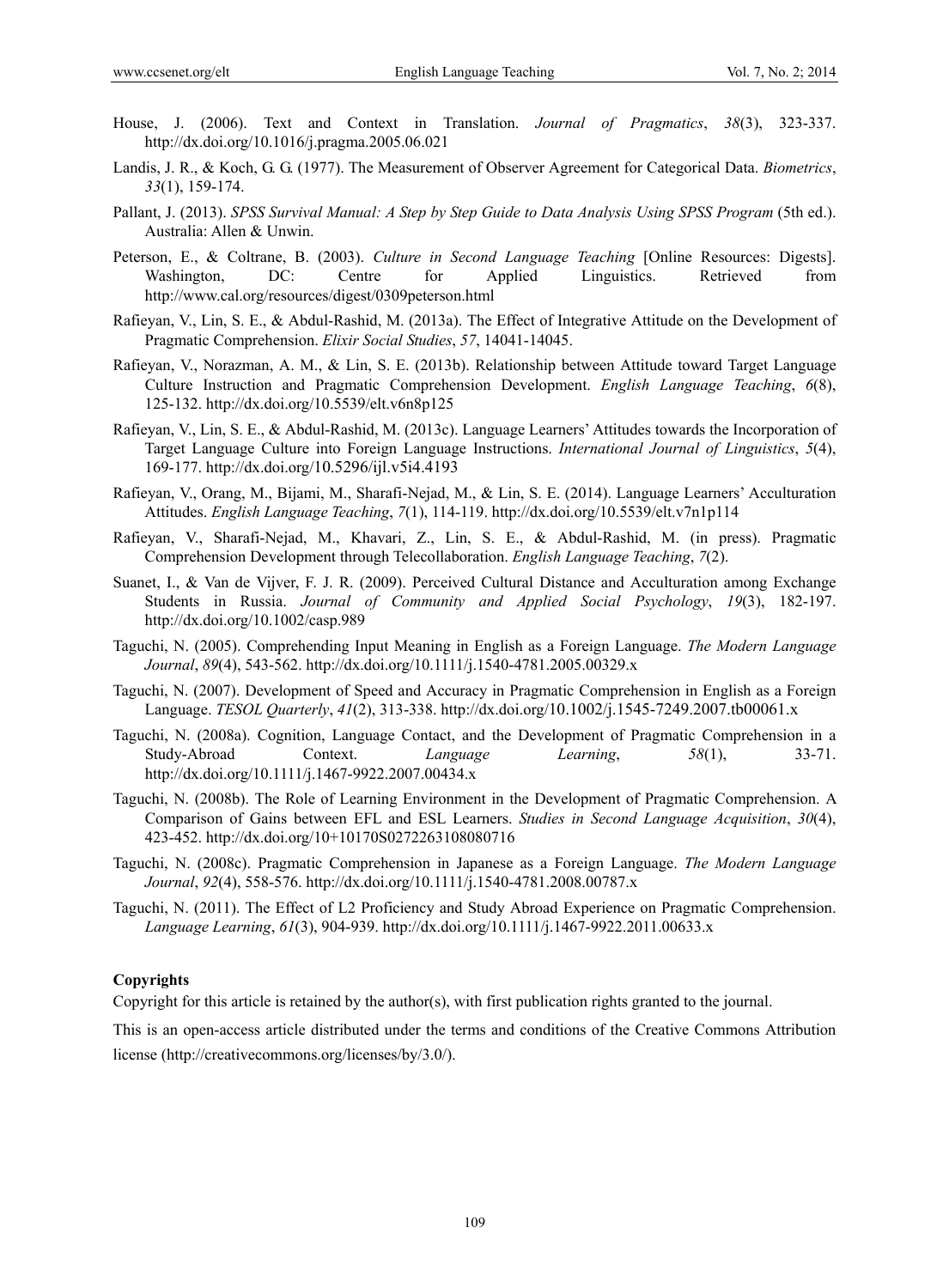House, J. (2006). Text and Context in Translation. *Journal of Pragmatics*, *38*(3), 323-337. http://dx.doi.org/10.1016/j.pragma.2005.06.021

Landis, J. R., & Koch, G. G. (1977). The Measurement of Observer Agreement for Categorical Data. *Biometrics*, *33*(1), 159-174.

Pallant, J. (2013). *SPSS Survival Manual: A Step by Step Guide to Data Analysis Using SPSS Program* (5th ed.). Australia: Allen & Unwin.

Peterson, E., & Coltrane, B. (2003). *Culture in Second Language Teaching* [Online Resources: Digests]. Washington, DC: Centre for Applied Linguistics. Retrieved from http://www.cal.org/resources/digest/0309peterson.html

Rafieyan, V., Lin, S. E., & Abdul-Rashid, M. (2013a). The Effect of Integrative Attitude on the Development of Pragmatic Comprehension. *Elixir Social Studies*, *57*, 14041-14045.

Rafieyan, V., Norazman, A. M., & Lin, S. E. (2013b). Relationship between Attitude toward Target Language Culture Instruction and Pragmatic Comprehension Development. *English Language Teaching*, *6*(8), 125-132. http://dx.doi.org/10.5539/elt.v6n8p125

Rafieyan, V., Lin, S. E., & Abdul-Rashid, M. (2013c). Language Learners' Attitudes towards the Incorporation of Target Language Culture into Foreign Language Instructions. *International Journal of Linguistics*, *5*(4), 169-177. http://dx.doi.org/10.5296/ijl.v5i4.4193

Rafieyan, V., Orang, M., Bijami, M., Sharafi-Nejad, M., & Lin, S. E. (2014). Language Learners' Acculturation Attitudes. *English Language Teaching*, *7*(1), 114-119. http://dx.doi.org/10.5539/elt.v7n1p114

Rafieyan, V., Sharafi-Nejad, M., Khavari, Z., Lin, S. E., & Abdul-Rashid, M. (in press). Pragmatic Comprehension Development through Telecollaboration. *English Language Teaching*, *7*(2).

Suanet, I., & Van de Vijver, F. J. R. (2009). Perceived Cultural Distance and Acculturation among Exchange Students in Russia. *Journal of Community and Applied Social Psychology*, *19*(3), 182-197. http://dx.doi.org/10.1002/casp.989

Taguchi, N. (2005). Comprehending Input Meaning in English as a Foreign Language. *The Modern Language Journal*, *89*(4), 543-562. http://dx.doi.org/10.1111/j.1540-4781.2005.00329.x

Taguchi, N. (2007). Development of Speed and Accuracy in Pragmatic Comprehension in English as a Foreign Language. *TESOL Quarterly*, *41*(2), 313-338. http://dx.doi.org/10.1002/j.1545-7249.2007.tb00061.x

Taguchi, N. (2008a). Cognition, Language Contact, and the Development of Pragmatic Comprehension in a Study-Abroad Context. *Language Learning*, *58*(1), 33-71. http://dx.doi.org/10.1111/j.1467-9922.2007.00434.x

Taguchi, N. (2008b). The Role of Learning Environment in the Development of Pragmatic Comprehension. A Comparison of Gains between EFL and ESL Learners. *Studies in Second Language Acquisition*, *30*(4), 423-452. http://dx.doi.org/10+10170S0272263108080716

Taguchi, N. (2008c). Pragmatic Comprehension in Japanese as a Foreign Language. *The Modern Language Journal*, *92*(4), 558-576. http://dx.doi.org/10.1111/j.1540-4781.2008.00787.x

Taguchi, N. (2011). The Effect of L2 Proficiency and Study Abroad Experience on Pragmatic Comprehension. *Language Learning*, *61*(3), 904-939. http://dx.doi.org/10.1111/j.1467-9922.2011.00633.x

**Copyrights**

Copyright for this article is retained by the author(s), with first publication rights granted to the journal.

This is an open-access article distributed under the terms and conditions of the Creative Commons Attribution license (http://creativecommons.org/licenses/by/3.0/).